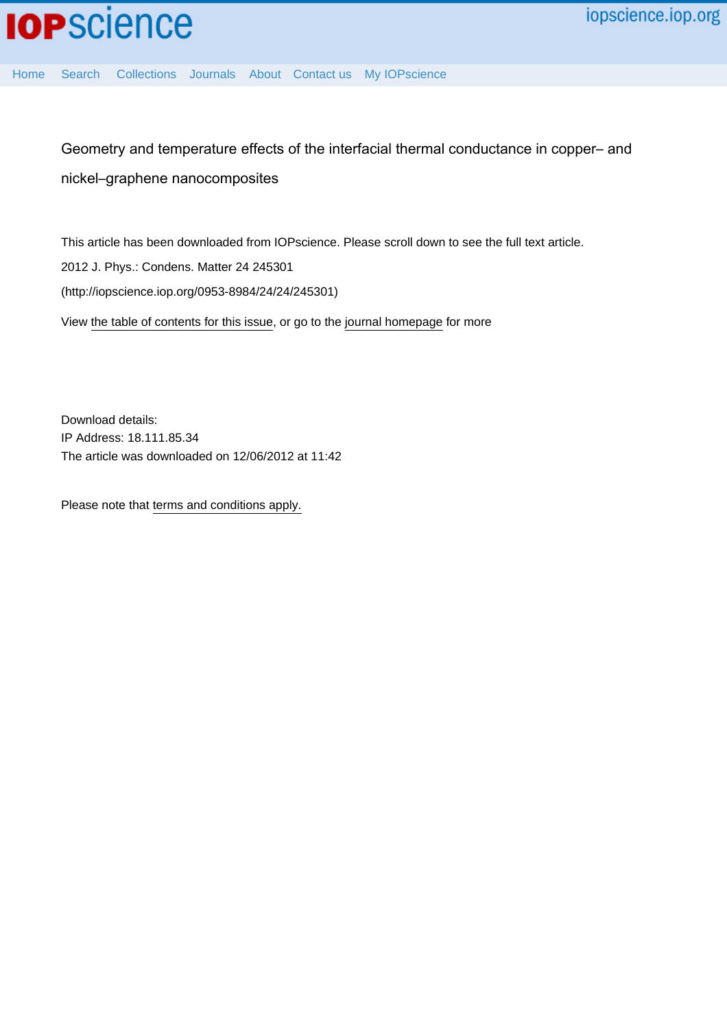Geometry and temperature effects of the interfacial thermal conductance in copper– and nickel–graphene nanocomposites

This article has been downloaded from IOPscience. Please scroll down to see the full text article.

2012 J. Phys.: Condens. Matter 24 245301

(http://iopscience.iop.org/0953-8984/24/24/245301)

View the table of contents for this issue, or go to the journal homepage for more

Download details:
IP Address: 18.111.85.34
The article was downloaded on 12/06/2012 at 11:42

Please note that terms and conditions apply.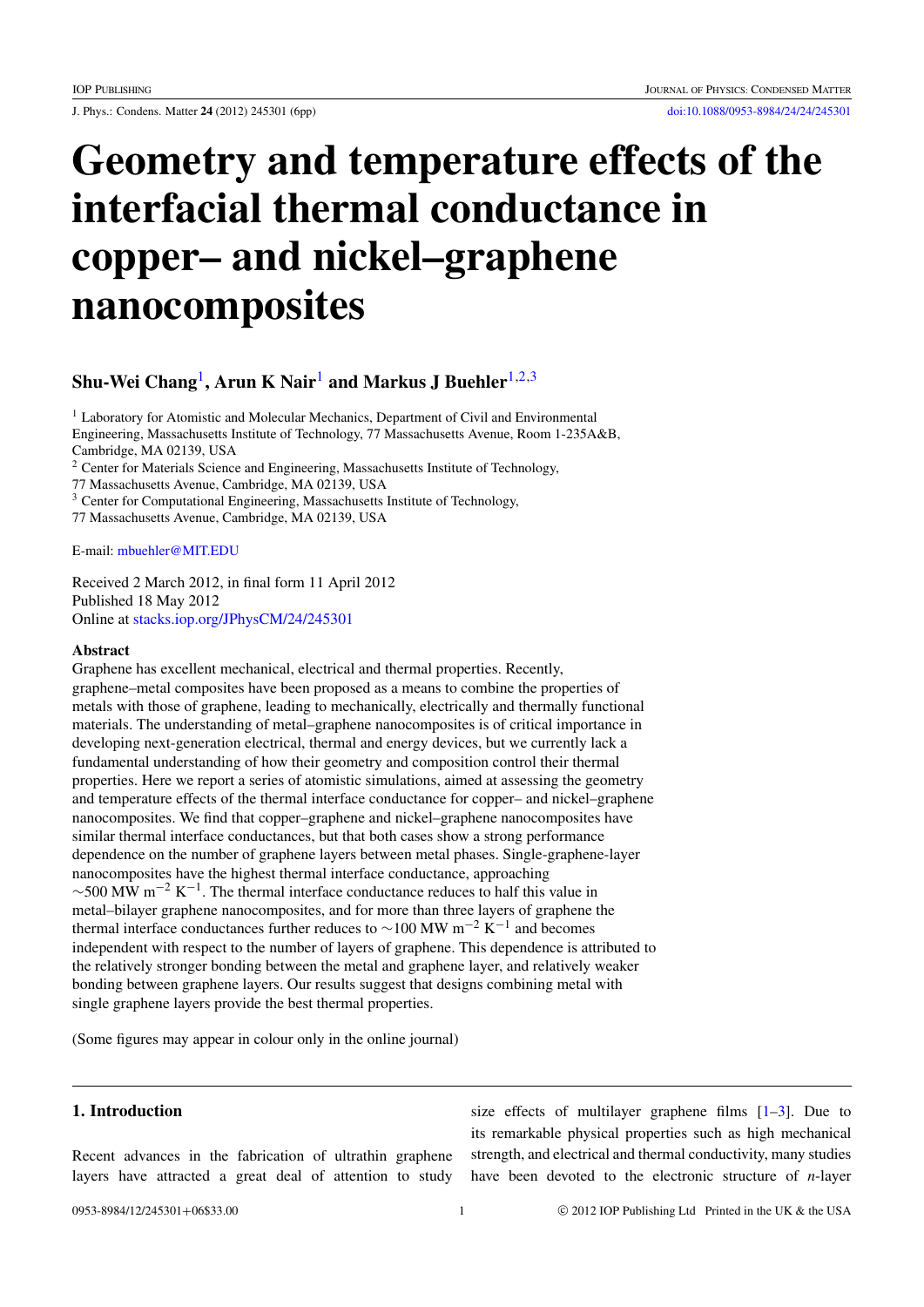# Geometry and temperature effects of the interfacial thermal conductance in copper– and nickel–graphene nanocomposites

**Shu-Wei Chang**[1], **Arun K Nair**[1] **and Markus J Buehler**[1,2,3]

[1] Laboratory for Atomistic and Molecular Mechanics, Department of Civil and Environmental Engineering, Massachusetts Institute of Technology, 77 Massachusetts Avenue, Room 1-235A&B, Cambridge, MA 02139, USA

[2] Center for Materials Science and Engineering, Massachusetts Institute of Technology, 77 Massachusetts Avenue, Cambridge, MA 02139, USA

[3] Center for Computational Engineering, Massachusetts Institute of Technology, 77 Massachusetts Avenue, Cambridge, MA 02139, USA

E-mail: mbuehler@MIT.EDU

Received 2 March 2012, in final form 11 April 2012
Published 18 May 2012
Online at stacks.iop.org/JPhysCM/24/245301

### Abstract

Graphene has excellent mechanical, electrical and thermal properties. Recently, graphene–metal composites have been proposed as a means to combine the properties of metals with those of graphene, leading to mechanically, electrically and thermally functional materials. The understanding of metal–graphene nanocomposites is of critical importance in developing next-generation electrical, thermal and energy devices, but we currently lack a fundamental understanding of how their geometry and composition control their thermal properties. Here we report a series of atomistic simulations, aimed at assessing the geometry and temperature effects of the thermal interface conductance for copper– and nickel–graphene nanocomposites. We find that copper–graphene and nickel–graphene nanocomposites have similar thermal interface conductances, but that both cases show a strong performance dependence on the number of graphene layers between metal phases. Single-graphene-layer nanocomposites have the highest thermal interface conductance, approaching $\sim$500 MW m$^{-2}$ K$^{-1}$. The thermal interface conductance reduces to half this value in metal–bilayer graphene nanocomposites, and for more than three layers of graphene the thermal interface conductances further reduces to $\sim$100 MW m$^{-2}$ K$^{-1}$ and becomes independent with respect to the number of layers of graphene. This dependence is attributed to the relatively stronger bonding between the metal and graphene layer, and relatively weaker bonding between graphene layers. Our results suggest that designs combining metal with single graphene layers provide the best thermal properties.

(Some figures may appear in colour only in the online journal)

## 1. Introduction

Recent advances in the fabrication of ultrathin graphene layers have attracted a great deal of attention to study size effects of multilayer graphene films [1–3]. Due to its remarkable physical properties such as high mechanical strength, and electrical and thermal conductivity, many studies have been devoted to the electronic structure of *n*-layer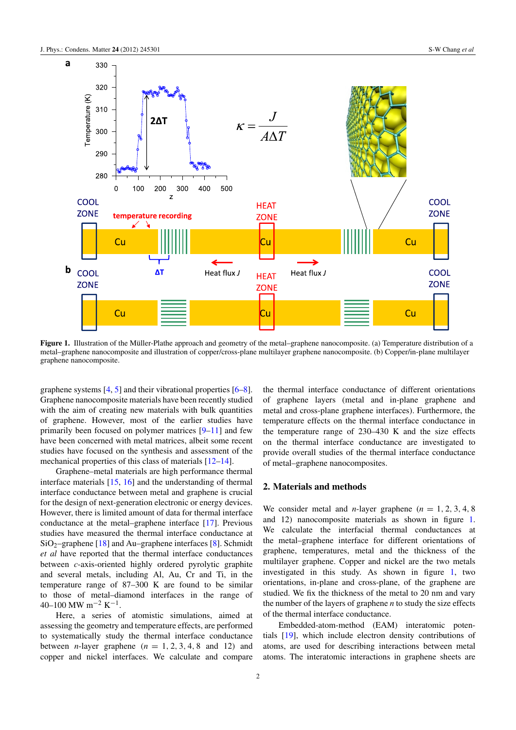**Figure 1.** Illustration of the Müller-Plathe approach and geometry of the metal–graphene nanocomposite. (a) Temperature distribution of a metal–graphene nanocomposite and illustration of copper/cross-plane multilayer graphene nanocomposite. (b) Copper/in-plane multilayer graphene nanocomposite.

graphene systems [4, 5] and their vibrational properties [6–8]. Graphene nanocomposite materials have been recently studied with the aim of creating new materials with bulk quantities of graphene. However, most of the earlier studies have primarily been focused on polymer matrices [9–11] and few have been concerned with metal matrices, albeit some recent studies have focused on the synthesis and assessment of the mechanical properties of this class of materials [12–14].

Graphene–metal materials are high performance thermal interface materials [15, 16] and the understanding of thermal interface conductance between metal and graphene is crucial for the design of next-generation electronic or energy devices. However, there is limited amount of data for thermal interface conductance at the metal–graphene interface [17]. Previous studies have measured the thermal interface conductance at $SiO_2$–graphene [18] and Au–graphene interfaces [8]. Schmidt *et al* have reported that the thermal interface conductances between *c*-axis-oriented highly ordered pyrolytic graphite and several metals, including Al, Au, Cr and Ti, in the temperature range of 87–300 K are found to be similar to those of metal–diamond interfaces in the range of 40–100 MW $m^{-2}$ $K^{-1}$.

Here, a series of atomistic simulations, aimed at assessing the geometry and temperature effects, are performed to systematically study the thermal interface conductance between *n*-layer graphene ($n = 1, 2, 3, 4, 8$ and 12) and copper and nickel interfaces. We calculate and compare the thermal interface conductance of different orientations of graphene layers (metal and in-plane graphene and metal and cross-plane graphene interfaces). Furthermore, the temperature effects on the thermal interface conductance in the temperature range of 230–430 K and the size effects on the thermal interface conductance are investigated to provide overall studies of the thermal interface conductance of metal–graphene nanocomposites.

## 2. Materials and methods

We consider metal and *n*-layer graphene ($n = 1, 2, 3, 4, 8$ and 12) nanocomposite materials as shown in figure 1. We calculate the interfacial thermal conductances at the metal–graphene interface for different orientations of graphene, temperatures, metal and the thickness of the multilayer graphene. Copper and nickel are the two metals investigated in this study. As shown in figure 1, two orientations, in-plane and cross-plane, of the graphene are studied. We fix the thickness of the metal to 20 nm and vary the number of the layers of graphene *n* to study the size effects of the thermal interface conductance.

Embedded-atom-method (EAM) interatomic potentials [19], which include electron density contributions of atoms, are used for describing interactions between metal atoms. The interatomic interactions in graphene sheets are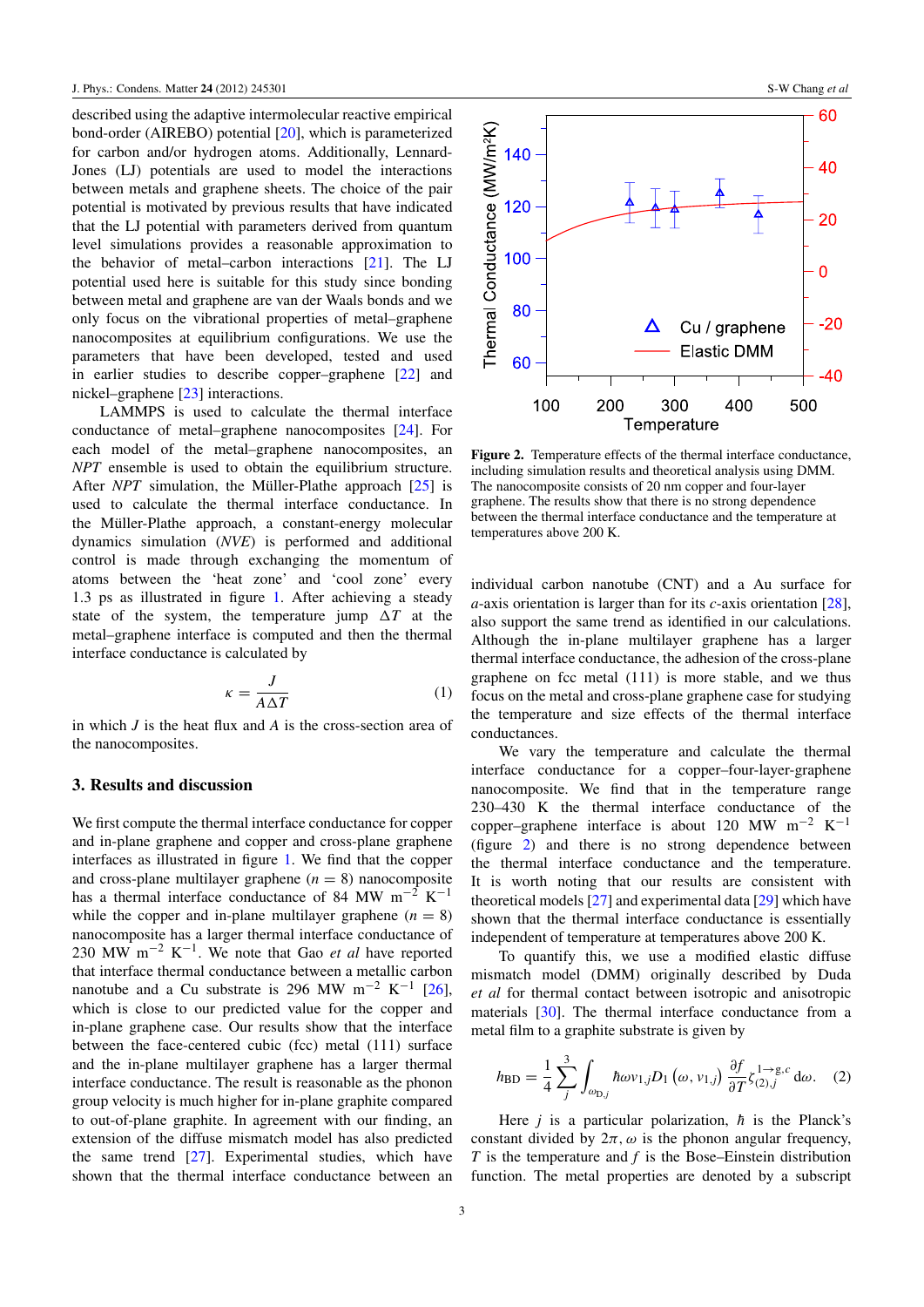described using the adaptive intermolecular reactive empirical bond-order (AIREBO) potential [20], which is parameterized for carbon and/or hydrogen atoms. Additionally, Lennard-Jones (LJ) potentials are used to model the interactions between metals and graphene sheets. The choice of the pair potential is motivated by previous results that have indicated that the LJ potential with parameters derived from quantum level simulations provides a reasonable approximation to the behavior of metal–carbon interactions [21]. The LJ potential used here is suitable for this study since bonding between metal and graphene are van der Waals bonds and we only focus on the vibrational properties of metal–graphene nanocomposites at equilibrium configurations. We use the parameters that have been developed, tested and used in earlier studies to describe copper–graphene [22] and nickel–graphene [23] interactions.

LAMMPS is used to calculate the thermal interface conductance of metal–graphene nanocomposites [24]. For each model of the metal–graphene nanocomposites, an *NPT* ensemble is used to obtain the equilibrium structure. After *NPT* simulation, the Müller-Plathe approach [25] is used to calculate the thermal interface conductance. In the Müller-Plathe approach, a constant-energy molecular dynamics simulation (*NVE*) is performed and additional control is made through exchanging the momentum of atoms between the 'heat zone' and 'cool zone' every 1.3 ps as illustrated in figure 1. After achieving a steady state of the system, the temperature jump $\Delta T$ at the metal–graphene interface is computed and then the thermal interface conductance is calculated by

$$\kappa = \frac{J}{A\Delta T} \tag{1}$$

in which $J$ is the heat flux and $A$ is the cross-section area of the nanocomposites.

## 3. Results and discussion

We first compute the thermal interface conductance for copper and in-plane graphene and copper and cross-plane graphene interfaces as illustrated in figure 1. We find that the copper and cross-plane multilayer graphene ($n = 8$) nanocomposite has a thermal interface conductance of 84 MW $m^{-2}$ $K^{-1}$ while the copper and in-plane multilayer graphene ($n = 8$) nanocomposite has a larger thermal interface conductance of 230 MW $m^{-2}$ $K^{-1}$. We note that Gao *et al* have reported that interface thermal conductance between a metallic carbon nanotube and a Cu substrate is 296 MW $m^{-2}$ $K^{-1}$ [26], which is close to our predicted value for the copper and in-plane graphene case. Our results show that the interface between the face-centered cubic (fcc) metal (111) surface and the in-plane multilayer graphene has a larger thermal interface conductance. The result is reasonable as the phonon group velocity is much higher for in-plane graphite compared to out-of-plane graphite. In agreement with our finding, an extension of the diffuse mismatch model has also predicted the same trend [27]. Experimental studies, which have shown that the thermal interface conductance between an individual carbon nanotube (CNT) and a Au surface for *a*-axis orientation is larger than for its *c*-axis orientation [28], also support the same trend as identified in our calculations. Although the in-plane multilayer graphene has a larger thermal interface conductance, the adhesion of the cross-plane graphene on fcc metal (111) is more stable, and we thus focus on the metal and cross-plane graphene case for studying the temperature and size effects of the thermal interface conductances.

**Figure 2.** Temperature effects of the thermal interface conductance, including simulation results and theoretical analysis using DMM. The nanocomposite consists of 20 nm copper and four-layer graphene. The results show that there is no strong dependence between the thermal interface conductance and the temperature at temperatures above 200 K.

We vary the temperature and calculate the thermal interface conductance for a copper–four-layer-graphene nanocomposite. We find that in the temperature range 230–430 K the thermal interface conductance of the copper–graphene interface is about 120 MW $m^{-2}$ $K^{-1}$ (figure 2) and there is no strong dependence between the thermal interface conductance and the temperature. It is worth noting that our results are consistent with theoretical models [27] and experimental data [29] which have shown that the thermal interface conductance is essentially independent of temperature at temperatures above 200 K.

To quantify this, we use a modified elastic diffuse mismatch model (DMM) originally described by Duda *et al* for thermal contact between isotropic and anisotropic materials [30]. The thermal interface conductance from a metal film to a graphite substrate is given by

$$h_{\mathrm{BD}} = \frac{1}{4}\sum_{j}^{3}\int_{\omega_{\mathrm{D},j}} \hbar\omega v_{1,j} D_1\left(\omega, v_{1,j}\right)\frac{\partial f}{\partial T}\zeta_{(2),j}^{1\to g,c}\,\mathrm{d}\omega. \tag{2}$$

Here $j$ is a particular polarization, $\hbar$ is the Planck's constant divided by $2\pi$, $\omega$ is the phonon angular frequency, $T$ is the temperature and $f$ is the Bose–Einstein distribution function. The metal properties are denoted by a subscript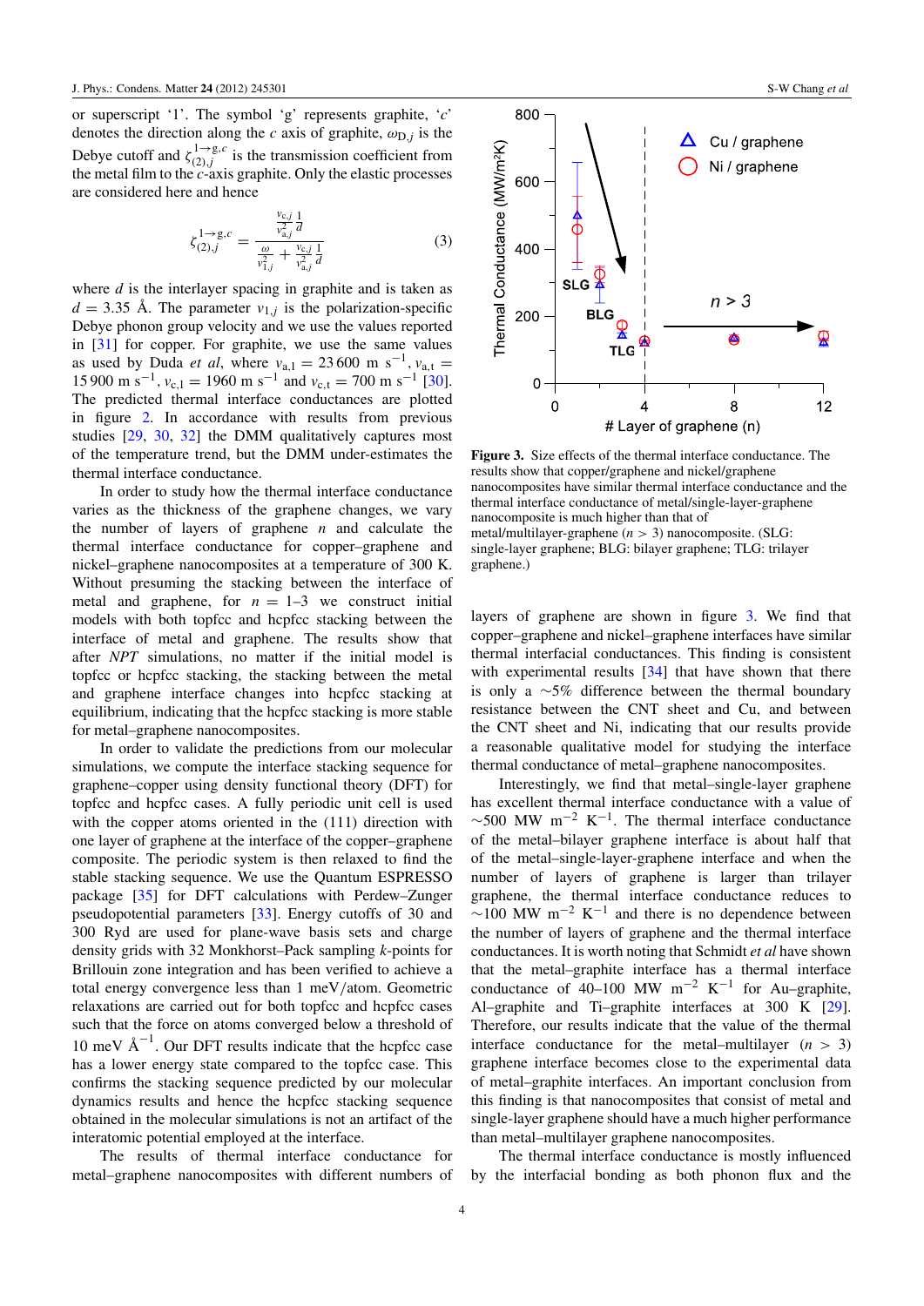or superscript '1'. The symbol 'g' represents graphite, '$c$' denotes the direction along the $c$ axis of graphite, $\omega_{\mathrm{D},j}$ is the Debye cutoff and $\zeta_{(2),j}^{1\to \mathrm{g},c}$ is the transmission coefficient from the metal film to the $c$-axis graphite. Only the elastic processes are considered here and hence

$$\zeta_{(2),j}^{1\to \mathrm{g},c} = \frac{\frac{v_{c,j}}{v_{a,j}^2}\frac{1}{d}}{\frac{\omega}{v_{1,j}^2} + \frac{v_{c,j}}{v_{a,j}^2}\frac{1}{d}} \tag{3}$$

where $d$ is the interlayer spacing in graphite and is taken as $d = 3.35$ Å. The parameter $v_{1,j}$ is the polarization-specific Debye phonon group velocity and we use the values reported in [31] for copper. For graphite, we use the same values as used by Duda *et al*, where $v_{a,l} = 23\,600$ m s$^{-1}$, $v_{a,t} = 15\,900$ m s$^{-1}$, $v_{c,l} = 1960$ m s$^{-1}$ and $v_{c,t} = 700$ m s$^{-1}$ [30]. The predicted thermal interface conductances are plotted in figure 2. In accordance with results from previous studies [29, 30, 32] the DMM qualitatively captures most of the temperature trend, but the DMM under-estimates the thermal interface conductance.

In order to study how the thermal interface conductance varies as the thickness of the graphene changes, we vary the number of layers of graphene $n$ and calculate the thermal interface conductance for copper–graphene and nickel–graphene nanocomposites at a temperature of 300 K. Without presuming the stacking between the interface of metal and graphene, for $n = 1$–3 we construct initial models with both topfcc and hcpfcc stacking between the interface of metal and graphene. The results show that after *NPT* simulations, no matter if the initial model is topfcc or hcpfcc stacking, the stacking between the metal and graphene interface changes into hcpfcc stacking at equilibrium, indicating that the hcpfcc stacking is more stable for metal–graphene nanocomposites.

In order to validate the predictions from our molecular simulations, we compute the interface stacking sequence for graphene–copper using density functional theory (DFT) for topfcc and hcpfcc cases. A fully periodic unit cell is used with the copper atoms oriented in the (111) direction with one layer of graphene at the interface of the copper–graphene composite. The periodic system is then relaxed to find the stable stacking sequence. We use the Quantum ESPRESSO package [35] for DFT calculations with Perdew–Zunger pseudopotential parameters [33]. Energy cutoffs of 30 and 300 Ryd are used for plane-wave basis sets and charge density grids with 32 Monkhorst–Pack sampling $k$-points for Brillouin zone integration and has been verified to achieve a total energy convergence less than 1 meV/atom. Geometric relaxations are carried out for both topfcc and hcpfcc cases such that the force on atoms converged below a threshold of 10 meV Å$^{-1}$. Our DFT results indicate that the hcpfcc case has a lower energy state compared to the topfcc case. This confirms the stacking sequence predicted by our molecular dynamics results and hence the hcpfcc stacking sequence obtained in the molecular simulations is not an artifact of the interatomic potential employed at the interface.

The results of thermal interface conductance for metal–graphene nanocomposites with different numbers of layers of graphene are shown in figure 3. We find that copper–graphene and nickel–graphene interfaces have similar thermal interfacial conductances. This finding is consistent with experimental results [34] that have shown that there is only a ~5% difference between the thermal boundary resistance between the CNT sheet and Cu, and between the CNT sheet and Ni, indicating that our results provide a reasonable qualitative model for studying the interface thermal conductance of metal–graphene nanocomposites.

**Figure 3.** Size effects of the thermal interface conductance. The results show that copper/graphene and nickel/graphene nanocomposites have similar thermal interface conductance and the thermal interface conductance of metal/single-layer-graphene nanocomposite is much higher than that of metal/multilayer-graphene ($n > 3$) nanocomposite. (SLG: single-layer graphene; BLG: bilayer graphene; TLG: trilayer graphene.)

Interestingly, we find that metal–single-layer graphene has excellent thermal interface conductance with a value of ~500 MW m$^{-2}$ K$^{-1}$. The thermal interface conductance of the metal–bilayer graphene interface is about half that of the metal–single-layer-graphene interface and when the number of layers of graphene is larger than trilayer graphene, the thermal interface conductance reduces to ~100 MW m$^{-2}$ K$^{-1}$ and there is no dependence between the number of layers of graphene and the thermal interface conductances. It is worth noting that Schmidt *et al* have shown that the metal–graphite interface has a thermal interface conductance of 40–100 MW m$^{-2}$ K$^{-1}$ for Au–graphite, Al–graphite and Ti–graphite interfaces at 300 K [29]. Therefore, our results indicate that the value of the thermal interface conductance for the metal–multilayer ($n > 3$) graphene interface becomes close to the experimental data of metal–graphite interfaces. An important conclusion from this finding is that nanocomposites that consist of metal and single-layer graphene should have a much higher performance than metal–multilayer graphene nanocomposites.

The thermal interface conductance is mostly influenced by the interfacial bonding as both phonon flux and the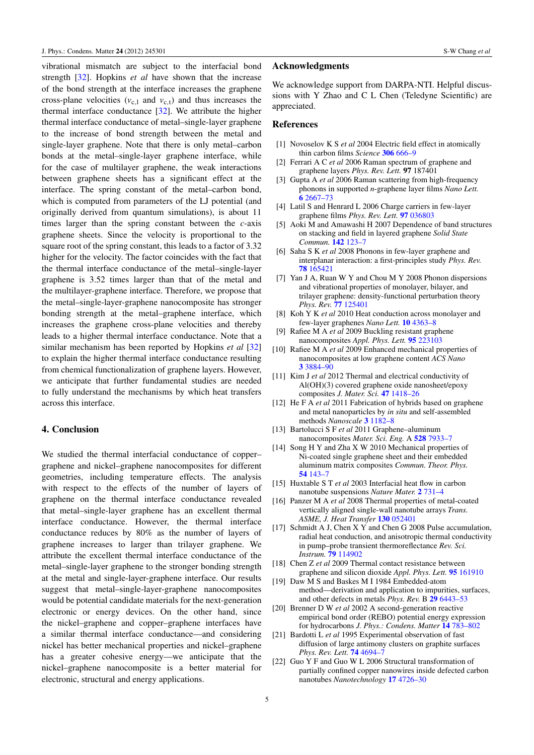vibrational mismatch are subject to the interfacial bond strength [32]. Hopkins *et al* have shown that the increase of the bond strength at the interface increases the graphene cross-plane velocities ($v_{c,l}$ and $v_{c,t}$) and thus increases the thermal interface conductance [32]. We attribute the higher thermal interface conductance of metal–single-layer graphene to the increase of bond strength between the metal and single-layer graphene. Note that there is only metal–carbon bonds at the metal–single-layer graphene interface, while for the case of multilayer graphene, the weak interactions between graphene sheets has a significant effect at the interface. The spring constant of the metal–carbon bond, which is computed from parameters of the LJ potential (and originally derived from quantum simulations), is about 11 times larger than the spring constant between the *c*-axis graphene sheets. Since the velocity is proportional to the square root of the spring constant, this leads to a factor of 3.32 higher for the velocity. The factor coincides with the fact that the thermal interface conductance of the metal–single-layer graphene is 3.52 times larger than that of the metal and the multilayer-graphene interface. Therefore, we propose that the metal–single-layer-graphene nanocomposite has stronger bonding strength at the metal–graphene interface, which increases the graphene cross-plane velocities and thereby leads to a higher thermal interface conductance. Note that a similar mechanism has been reported by Hopkins *et al* [32] to explain the higher thermal interface conductance resulting from chemical functionalization of graphene layers. However, we anticipate that further fundamental studies are needed to fully understand the mechanisms by which heat transfers across this interface.

## 4. Conclusion

We studied the thermal interfacial conductance of copper–graphene and nickel–graphene nanocomposites for different geometries, including temperature effects. The analysis with respect to the effects of the number of layers of graphene on the thermal interface conductance revealed that metal–single-layer graphene has an excellent thermal interface conductance. However, the thermal interface conductance reduces by 80% as the number of layers of graphene increases to larger than trilayer graphene. We attribute the excellent thermal interface conductance of the metal–single-layer graphene to the stronger bonding strength at the metal and single-layer-graphene interface. Our results suggest that metal–single-layer-graphene nanocomposites would be potential candidate materials for the next-generation electronic or energy devices. On the other hand, since the nickel–graphene and copper–graphene interfaces have a similar thermal interface conductance—and considering nickel has better mechanical properties and nickel–graphene has a greater cohesive energy—we anticipate that the nickel–graphene nanocomposite is a better material for electronic, structural and energy applications.

## Acknowledgments

We acknowledge support from DARPA-NTI. Helpful discussions with Y Zhao and C L Chen (Teledyne Scientific) are appreciated.

## References

[1] Novoselov K S *et al* 2004 Electric field effect in atomically thin carbon films *Science* **306** 666–9

[2] Ferrari A C *et al* 2006 Raman spectrum of graphene and graphene layers *Phys. Rev. Lett.* **97** 187401

[3] Gupta A *et al* 2006 Raman scattering from high-frequency phonons in supported *n*-graphene layer films *Nano Lett.* **6** 2667–73

[4] Latil S and Henrard L 2006 Charge carriers in few-layer graphene films *Phys. Rev. Lett.* **97** 036803

[5] Aoki M and Amawashi H 2007 Dependence of band structures on stacking and field in layered graphene *Solid State Commun.* **142** 123–7

[6] Saha S K *et al* 2008 Phonons in few-layer graphene and interplanar interaction: a first-principles study *Phys. Rev.* **78** 165421

[7] Yan J A, Ruan W Y and Chou M Y 2008 Phonon dispersions and vibrational properties of monolayer, bilayer, and trilayer graphene: density-functional perturbation theory *Phys. Rev.* **77** 125401

[8] Koh Y K *et al* 2010 Heat conduction across monolayer and few-layer graphenes *Nano Lett.* **10** 4363–8

[9] Rafiee M A *et al* 2009 Buckling resistant graphene nanocomposites *Appl. Phys. Lett.* **95** 223103

[10] Rafiee M A *et al* 2009 Enhanced mechanical properties of nanocomposites at low graphene content *ACS Nano* **3** 3884–90

[11] Kim J *et al* 2012 Thermal and electrical conductivity of Al(OH)(3) covered graphene oxide nanosheet/epoxy composites *J. Mater. Sci.* **47** 1418–26

[12] He F A *et al* 2011 Fabrication of hybrids based on graphene and metal nanoparticles by *in situ* and self-assembled methods *Nanoscale* **3** 1182–8

[13] Bartolucci S F *et al* 2011 Graphene–aluminum nanocomposites *Mater. Sci. Eng.* A **528** 7933–7

[14] Song H Y and Zha X W 2010 Mechanical properties of Ni-coated single graphene sheet and their embedded aluminum matrix composites *Commun. Theor. Phys.* **54** 143–7

[15] Huxtable S T *et al* 2003 Interfacial heat flow in carbon nanotube suspensions *Nature Mater.* **2** 731–4

[16] Panzer M A *et al* 2008 Thermal properties of metal-coated vertically aligned single-wall nanotube arrays *Trans. ASME, J. Heat Transfer* **130** 052401

[17] Schmidt A J, Chen X Y and Chen G 2008 Pulse accumulation, radial heat conduction, and anisotropic thermal conductivity in pump–probe transient thermoreflectance *Rev. Sci. Instrum.* **79** 114902

[18] Chen Z *et al* 2009 Thermal contact resistance between graphene and silicon dioxide *Appl. Phys. Lett.* **95** 161910

[19] Daw M S and Baskes M I 1984 Embedded-atom method—derivation and application to impurities, surfaces, and other defects in metals *Phys. Rev.* B **29** 6443–53

[20] Brenner D W *et al* 2002 A second-generation reactive empirical bond order (REBO) potential energy expression for hydrocarbons *J. Phys.: Condens. Matter* **14** 783–802

[21] Bardotti L *et al* 1995 Experimental observation of fast diffusion of large antimony clusters on graphite surfaces *Phys. Rev. Lett.* **74** 4694–7

[22] Guo Y F and Guo W L 2006 Structural transformation of partially confined copper nanowires inside defected carbon nanotubes *Nanotechnology* **17** 4726–30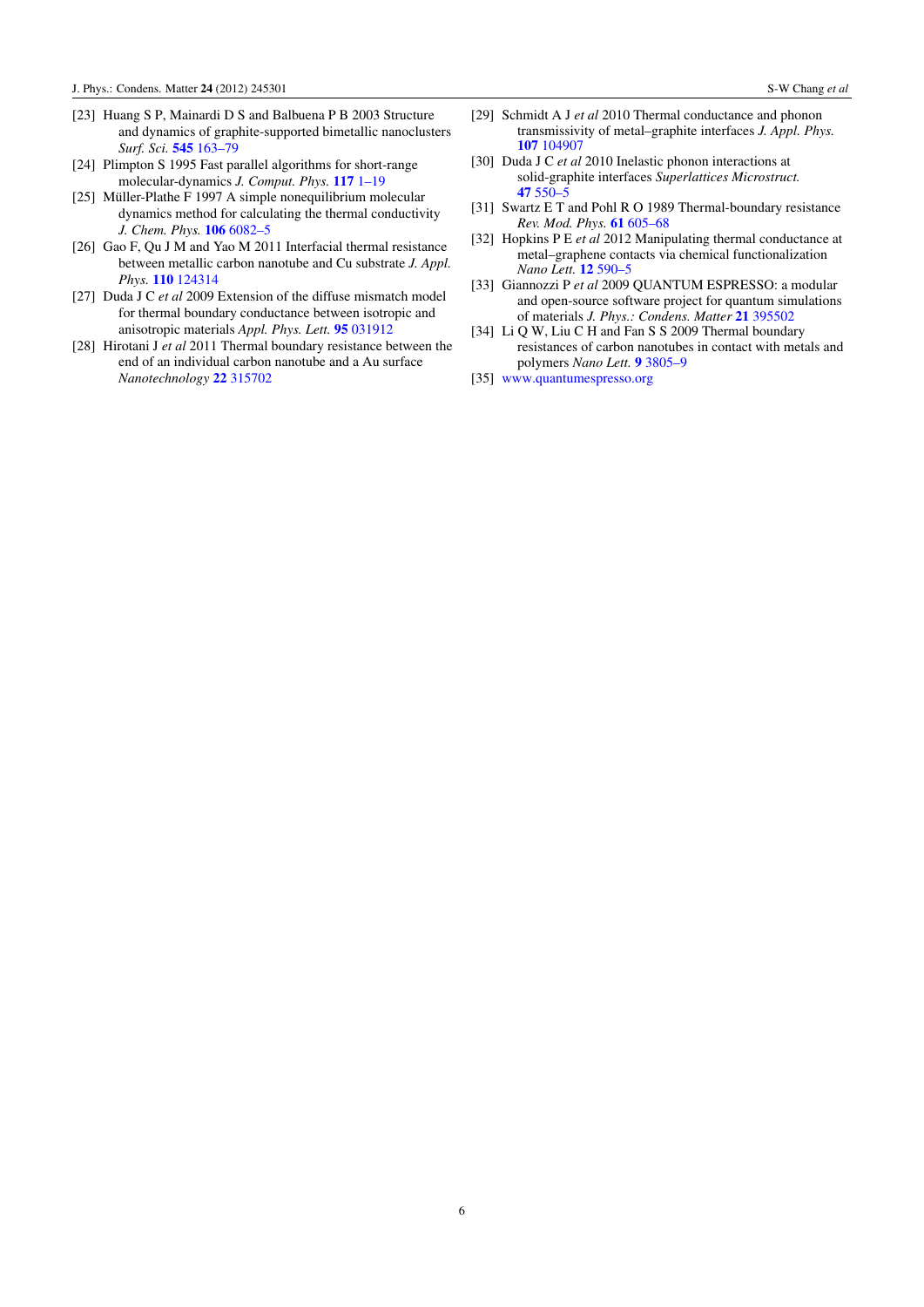[23] Huang S P, Mainardi D S and Balbuena P B 2003 Structure and dynamics of graphite-supported bimetallic nanoclusters *Surf. Sci.* **545** 163–79

[24] Plimpton S 1995 Fast parallel algorithms for short-range molecular-dynamics *J. Comput. Phys.* **117** 1–19

[25] Müller-Plathe F 1997 A simple nonequilibrium molecular dynamics method for calculating the thermal conductivity *J. Chem. Phys.* **106** 6082–5

[26] Gao F, Qu J M and Yao M 2011 Interfacial thermal resistance between metallic carbon nanotube and Cu substrate *J. Appl. Phys.* **110** 124314

[27] Duda J C *et al* 2009 Extension of the diffuse mismatch model for thermal boundary conductance between isotropic and anisotropic materials *Appl. Phys. Lett.* **95** 031912

[28] Hirotani J *et al* 2011 Thermal boundary resistance between the end of an individual carbon nanotube and a Au surface *Nanotechnology* **22** 315702

[29] Schmidt A J *et al* 2010 Thermal conductance and phonon transmissivity of metal–graphite interfaces *J. Appl. Phys.* **107** 104907

[30] Duda J C *et al* 2010 Inelastic phonon interactions at solid-graphite interfaces *Superlattices Microstruct.* **47** 550–5

[31] Swartz E T and Pohl R O 1989 Thermal-boundary resistance *Rev. Mod. Phys.* **61** 605–68

[32] Hopkins P E *et al* 2012 Manipulating thermal conductance at metal–graphene contacts via chemical functionalization *Nano Lett.* **12** 590–5

[33] Giannozzi P *et al* 2009 QUANTUM ESPRESSO: a modular and open-source software project for quantum simulations of materials *J. Phys.: Condens. Matter* **21** 395502

[34] Li Q W, Liu C H and Fan S S 2009 Thermal boundary resistances of carbon nanotubes in contact with metals and polymers *Nano Lett.* **9** 3805–9

[35] www.quantumespresso.org